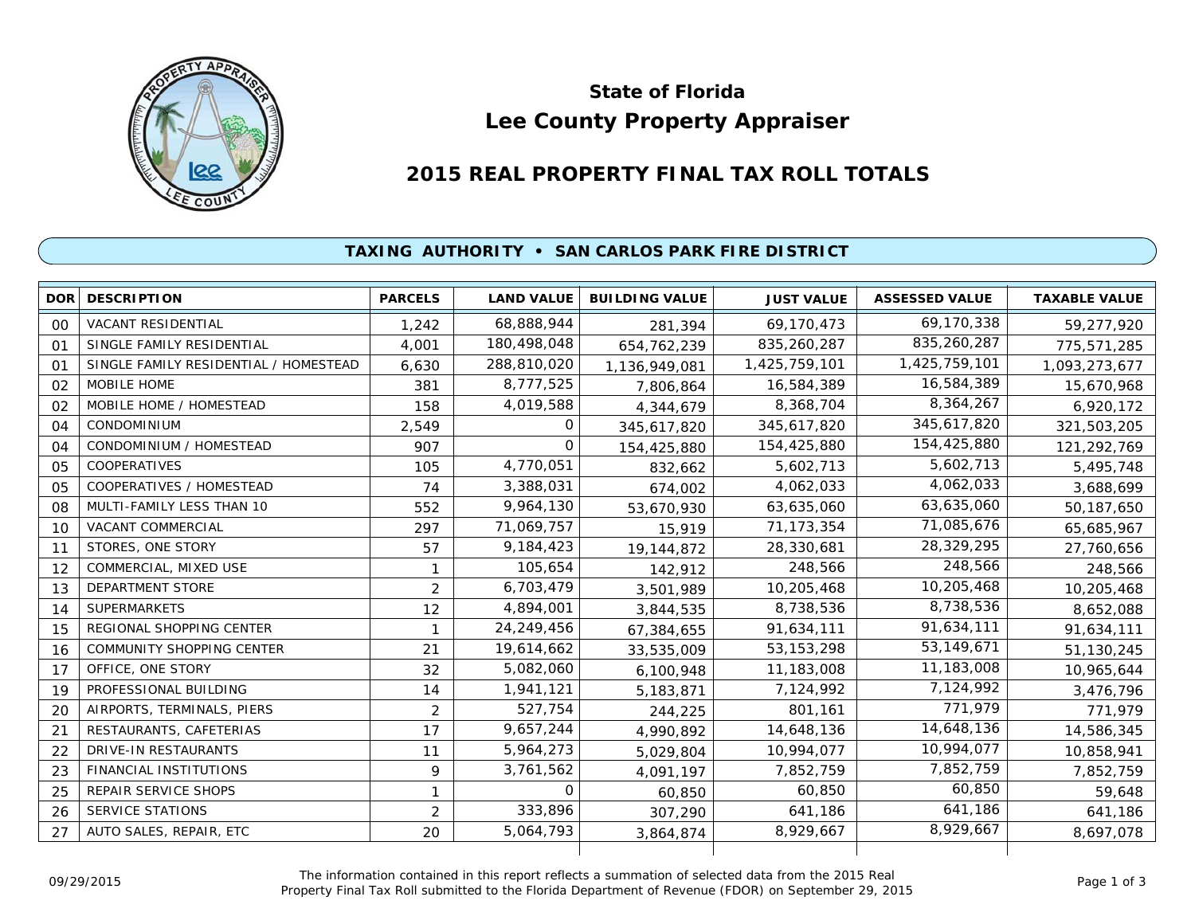# State of Florida
# Lee County Property Appraiser

## 2015 REAL PROPERTY FINAL TAX ROLL TOTALS

### TAXING AUTHORITY • SAN CARLOS PARK FIRE DISTRICT

| DOR | DESCRIPTION | PARCELS | LAND VALUE | BUILDING VALUE | JUST VALUE | ASSESSED VALUE | TAXABLE VALUE |
|---|---|---|---|---|---|---|---|
| 00 | VACANT RESIDENTIAL | 1,242 | 68,888,944 | 281,394 | 69,170,473 | 69,170,338 | 59,277,920 |
| 01 | SINGLE FAMILY RESIDENTIAL | 4,001 | 180,498,048 | 654,762,239 | 835,260,287 | 835,260,287 | 775,571,285 |
| 01 | SINGLE FAMILY RESIDENTIAL / HOMESTEAD | 6,630 | 288,810,020 | 1,136,949,081 | 1,425,759,101 | 1,425,759,101 | 1,093,273,677 |
| 02 | MOBILE HOME | 381 | 8,777,525 | 7,806,864 | 16,584,389 | 16,584,389 | 15,670,968 |
| 02 | MOBILE HOME / HOMESTEAD | 158 | 4,019,588 | 4,344,679 | 8,368,704 | 8,364,267 | 6,920,172 |
| 04 | CONDOMINIUM | 2,549 | 0 | 345,617,820 | 345,617,820 | 345,617,820 | 321,503,205 |
| 04 | CONDOMINIUM / HOMESTEAD | 907 | 0 | 154,425,880 | 154,425,880 | 154,425,880 | 121,292,769 |
| 05 | COOPERATIVES | 105 | 4,770,051 | 832,662 | 5,602,713 | 5,602,713 | 5,495,748 |
| 05 | COOPERATIVES / HOMESTEAD | 74 | 3,388,031 | 674,002 | 4,062,033 | 4,062,033 | 3,688,699 |
| 08 | MULTI-FAMILY LESS THAN 10 | 552 | 9,964,130 | 53,670,930 | 63,635,060 | 63,635,060 | 50,187,650 |
| 10 | VACANT COMMERCIAL | 297 | 71,069,757 | 15,919 | 71,173,354 | 71,085,676 | 65,685,967 |
| 11 | STORES, ONE STORY | 57 | 9,184,423 | 19,144,872 | 28,330,681 | 28,329,295 | 27,760,656 |
| 12 | COMMERCIAL, MIXED USE | 1 | 105,654 | 142,912 | 248,566 | 248,566 | 248,566 |
| 13 | DEPARTMENT STORE | 2 | 6,703,479 | 3,501,989 | 10,205,468 | 10,205,468 | 10,205,468 |
| 14 | SUPERMARKETS | 12 | 4,894,001 | 3,844,535 | 8,738,536 | 8,738,536 | 8,652,088 |
| 15 | REGIONAL SHOPPING CENTER | 1 | 24,249,456 | 67,384,655 | 91,634,111 | 91,634,111 | 91,634,111 |
| 16 | COMMUNITY SHOPPING CENTER | 21 | 19,614,662 | 33,535,009 | 53,153,298 | 53,149,671 | 51,130,245 |
| 17 | OFFICE, ONE STORY | 32 | 5,082,060 | 6,100,948 | 11,183,008 | 11,183,008 | 10,965,644 |
| 19 | PROFESSIONAL BUILDING | 14 | 1,941,121 | 5,183,871 | 7,124,992 | 7,124,992 | 3,476,796 |
| 20 | AIRPORTS, TERMINALS, PIERS | 2 | 527,754 | 244,225 | 801,161 | 771,979 | 771,979 |
| 21 | RESTAURANTS, CAFETERIAS | 17 | 9,657,244 | 4,990,892 | 14,648,136 | 14,648,136 | 14,586,345 |
| 22 | DRIVE-IN RESTAURANTS | 11 | 5,964,273 | 5,029,804 | 10,994,077 | 10,994,077 | 10,858,941 |
| 23 | FINANCIAL INSTITUTIONS | 9 | 3,761,562 | 4,091,197 | 7,852,759 | 7,852,759 | 7,852,759 |
| 25 | REPAIR SERVICE SHOPS | 1 | 0 | 60,850 | 60,850 | 60,850 | 59,648 |
| 26 | SERVICE STATIONS | 2 | 333,896 | 307,290 | 641,186 | 641,186 | 641,186 |
| 27 | AUTO SALES, REPAIR, ETC | 20 | 5,064,793 | 3,864,874 | 8,929,667 | 8,929,667 | 8,697,078 |

09/29/2015

The information contained in this report reflects a summation of selected data from the 2015 Real Property Final Tax Roll submitted to the Florida Department of Revenue (FDOR) on September 29, 2015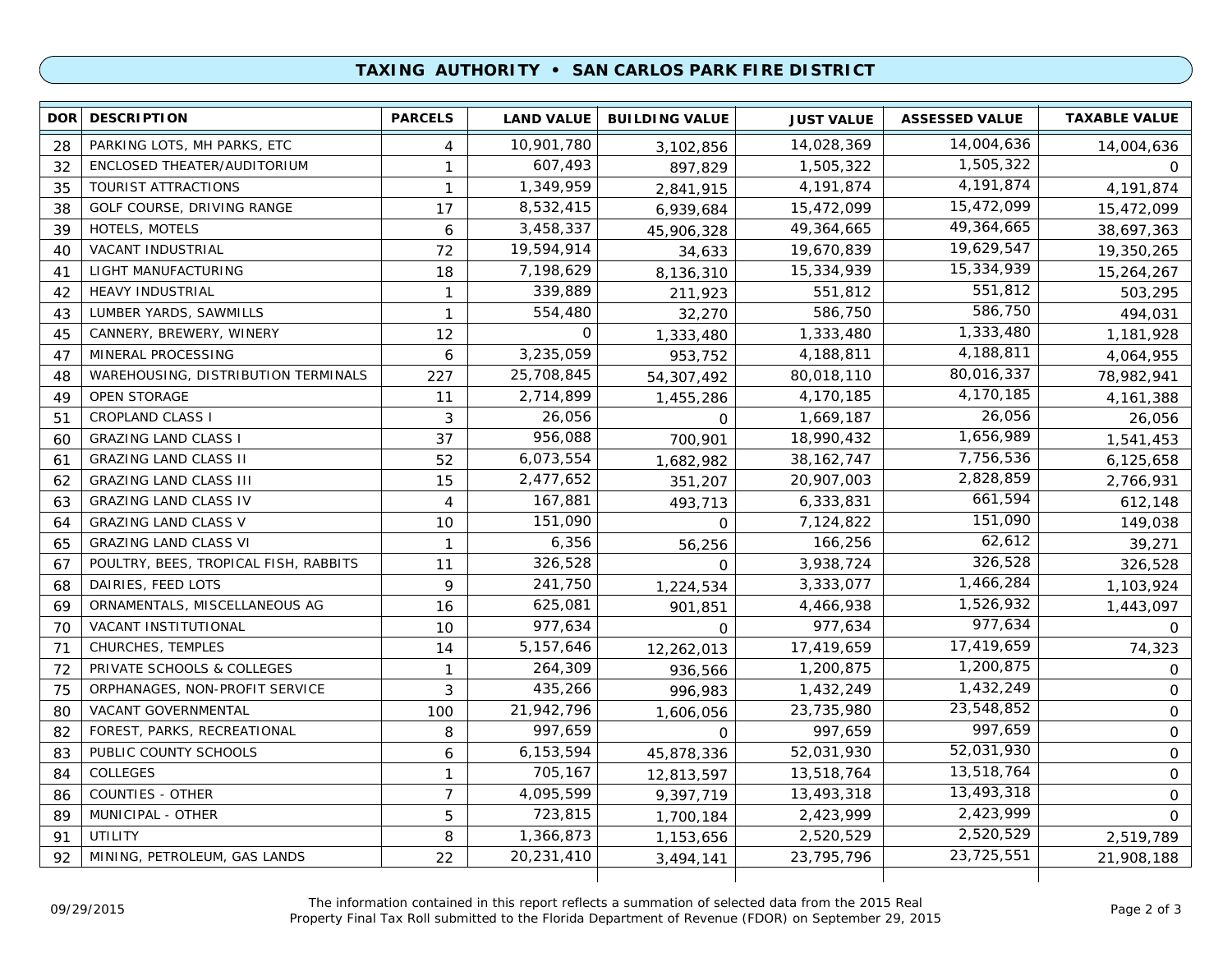## TAXING AUTHORITY • SAN CARLOS PARK FIRE DISTRICT

| DOR | DESCRIPTION | PARCELS | LAND VALUE | BUILDING VALUE | JUST VALUE | ASSESSED VALUE | TAXABLE VALUE |
|---|---|---|---|---|---|---|---|
| 28 | PARKING LOTS, MH PARKS, ETC | 4 | 10,901,780 | 3,102,856 | 14,028,369 | 14,004,636 | 14,004,636 |
| 32 | ENCLOSED THEATER/AUDITORIUM | 1 | 607,493 | 897,829 | 1,505,322 | 1,505,322 | 0 |
| 35 | TOURIST ATTRACTIONS | 1 | 1,349,959 | 2,841,915 | 4,191,874 | 4,191,874 | 4,191,874 |
| 38 | GOLF COURSE, DRIVING RANGE | 17 | 8,532,415 | 6,939,684 | 15,472,099 | 15,472,099 | 15,472,099 |
| 39 | HOTELS, MOTELS | 6 | 3,458,337 | 45,906,328 | 49,364,665 | 49,364,665 | 38,697,363 |
| 40 | VACANT INDUSTRIAL | 72 | 19,594,914 | 34,633 | 19,670,839 | 19,629,547 | 19,350,265 |
| 41 | LIGHT MANUFACTURING | 18 | 7,198,629 | 8,136,310 | 15,334,939 | 15,334,939 | 15,264,267 |
| 42 | HEAVY INDUSTRIAL | 1 | 339,889 | 211,923 | 551,812 | 551,812 | 503,295 |
| 43 | LUMBER YARDS, SAWMILLS | 1 | 554,480 | 32,270 | 586,750 | 586,750 | 494,031 |
| 45 | CANNERY, BREWERY, WINERY | 12 | 0 | 1,333,480 | 1,333,480 | 1,333,480 | 1,181,928 |
| 47 | MINERAL PROCESSING | 6 | 3,235,059 | 953,752 | 4,188,811 | 4,188,811 | 4,064,955 |
| 48 | WAREHOUSING, DISTRIBUTION TERMINALS | 227 | 25,708,845 | 54,307,492 | 80,018,110 | 80,016,337 | 78,982,941 |
| 49 | OPEN STORAGE | 11 | 2,714,899 | 1,455,286 | 4,170,185 | 4,170,185 | 4,161,388 |
| 51 | CROPLAND CLASS I | 3 | 26,056 | 0 | 1,669,187 | 26,056 | 26,056 |
| 60 | GRAZING LAND CLASS I | 37 | 956,088 | 700,901 | 18,990,432 | 1,656,989 | 1,541,453 |
| 61 | GRAZING LAND CLASS II | 52 | 6,073,554 | 1,682,982 | 38,162,747 | 7,756,536 | 6,125,658 |
| 62 | GRAZING LAND CLASS III | 15 | 2,477,652 | 351,207 | 20,907,003 | 2,828,859 | 2,766,931 |
| 63 | GRAZING LAND CLASS IV | 4 | 167,881 | 493,713 | 6,333,831 | 661,594 | 612,148 |
| 64 | GRAZING LAND CLASS V | 10 | 151,090 | 0 | 7,124,822 | 151,090 | 149,038 |
| 65 | GRAZING LAND CLASS VI | 1 | 6,356 | 56,256 | 166,256 | 62,612 | 39,271 |
| 67 | POULTRY, BEES, TROPICAL FISH, RABBITS | 11 | 326,528 | 0 | 3,938,724 | 326,528 | 326,528 |
| 68 | DAIRIES, FEED LOTS | 9 | 241,750 | 1,224,534 | 3,333,077 | 1,466,284 | 1,103,924 |
| 69 | ORNAMENTALS, MISCELLANEOUS AG | 16 | 625,081 | 901,851 | 4,466,938 | 1,526,932 | 1,443,097 |
| 70 | VACANT INSTITUTIONAL | 10 | 977,634 | 0 | 977,634 | 977,634 | 0 |
| 71 | CHURCHES, TEMPLES | 14 | 5,157,646 | 12,262,013 | 17,419,659 | 17,419,659 | 74,323 |
| 72 | PRIVATE SCHOOLS & COLLEGES | 1 | 264,309 | 936,566 | 1,200,875 | 1,200,875 | 0 |
| 75 | ORPHANAGES, NON-PROFIT SERVICE | 3 | 435,266 | 996,983 | 1,432,249 | 1,432,249 | 0 |
| 80 | VACANT GOVERNMENTAL | 100 | 21,942,796 | 1,606,056 | 23,735,980 | 23,548,852 | 0 |
| 82 | FOREST, PARKS, RECREATIONAL | 8 | 997,659 | 0 | 997,659 | 997,659 | 0 |
| 83 | PUBLIC COUNTY SCHOOLS | 6 | 6,153,594 | 45,878,336 | 52,031,930 | 52,031,930 | 0 |
| 84 | COLLEGES | 1 | 705,167 | 12,813,597 | 13,518,764 | 13,518,764 | 0 |
| 86 | COUNTIES - OTHER | 7 | 4,095,599 | 9,397,719 | 13,493,318 | 13,493,318 | 0 |
| 89 | MUNICIPAL - OTHER | 5 | 723,815 | 1,700,184 | 2,423,999 | 2,423,999 | 0 |
| 91 | UTILITY | 8 | 1,366,873 | 1,153,656 | 2,520,529 | 2,520,529 | 2,519,789 |
| 92 | MINING, PETROLEUM, GAS LANDS | 22 | 20,231,410 | 3,494,141 | 23,795,796 | 23,725,551 | 21,908,188 |

09/29/2015

The information contained in this report reflects a summation of selected data from the 2015 Real Property Final Tax Roll submitted to the Florida Department of Revenue (FDOR) on September 29, 2015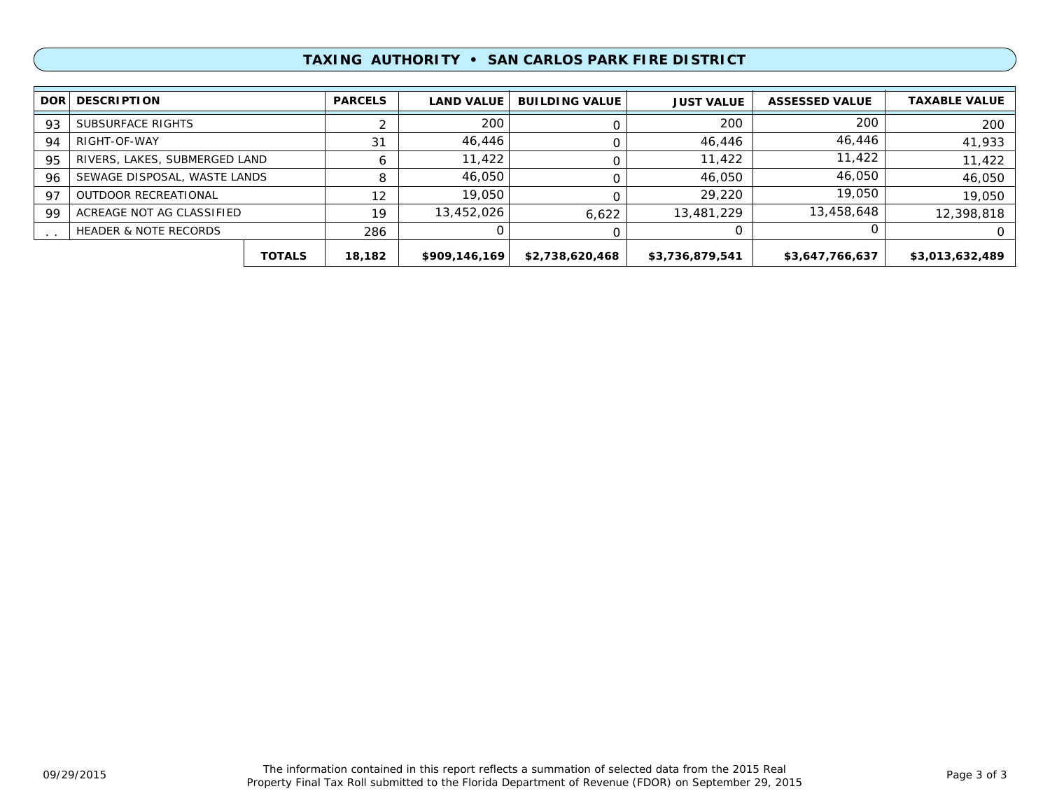## TAXING AUTHORITY • SAN CARLOS PARK FIRE DISTRICT

| DOR | DESCRIPTION | PARCELS | LAND VALUE | BUILDING VALUE | JUST VALUE | ASSESSED VALUE | TAXABLE VALUE |
|---|---|---|---|---|---|---|---|
| 93 | SUBSURFACE RIGHTS | 2 | 200 | 0 | 200 | 200 | 200 |
| 94 | RIGHT-OF-WAY | 31 | 46,446 | 0 | 46,446 | 46,446 | 41,933 |
| 95 | RIVERS, LAKES, SUBMERGED LAND | 6 | 11,422 | 0 | 11,422 | 11,422 | 11,422 |
| 96 | SEWAGE DISPOSAL, WASTE LANDS | 8 | 46,050 | 0 | 46,050 | 46,050 | 46,050 |
| 97 | OUTDOOR RECREATIONAL | 12 | 19,050 | 0 | 29,220 | 19,050 | 19,050 |
| 99 | ACREAGE NOT AG CLASSIFIED | 19 | 13,452,026 | 6,622 | 13,481,229 | 13,458,648 | 12,398,818 |
| . . | HEADER & NOTE RECORDS | 286 | 0 | 0 | 0 | 0 | 0 |
| | **TOTALS** | **18,182** | **$909,146,169** | **$2,738,620,468** | **$3,736,879,541** | **$3,647,766,637** | **$3,013,632,489** |

09/29/2015

The information contained in this report reflects a summation of selected data from the 2015 Real Property Final Tax Roll submitted to the Florida Department of Revenue (FDOR) on September 29, 2015